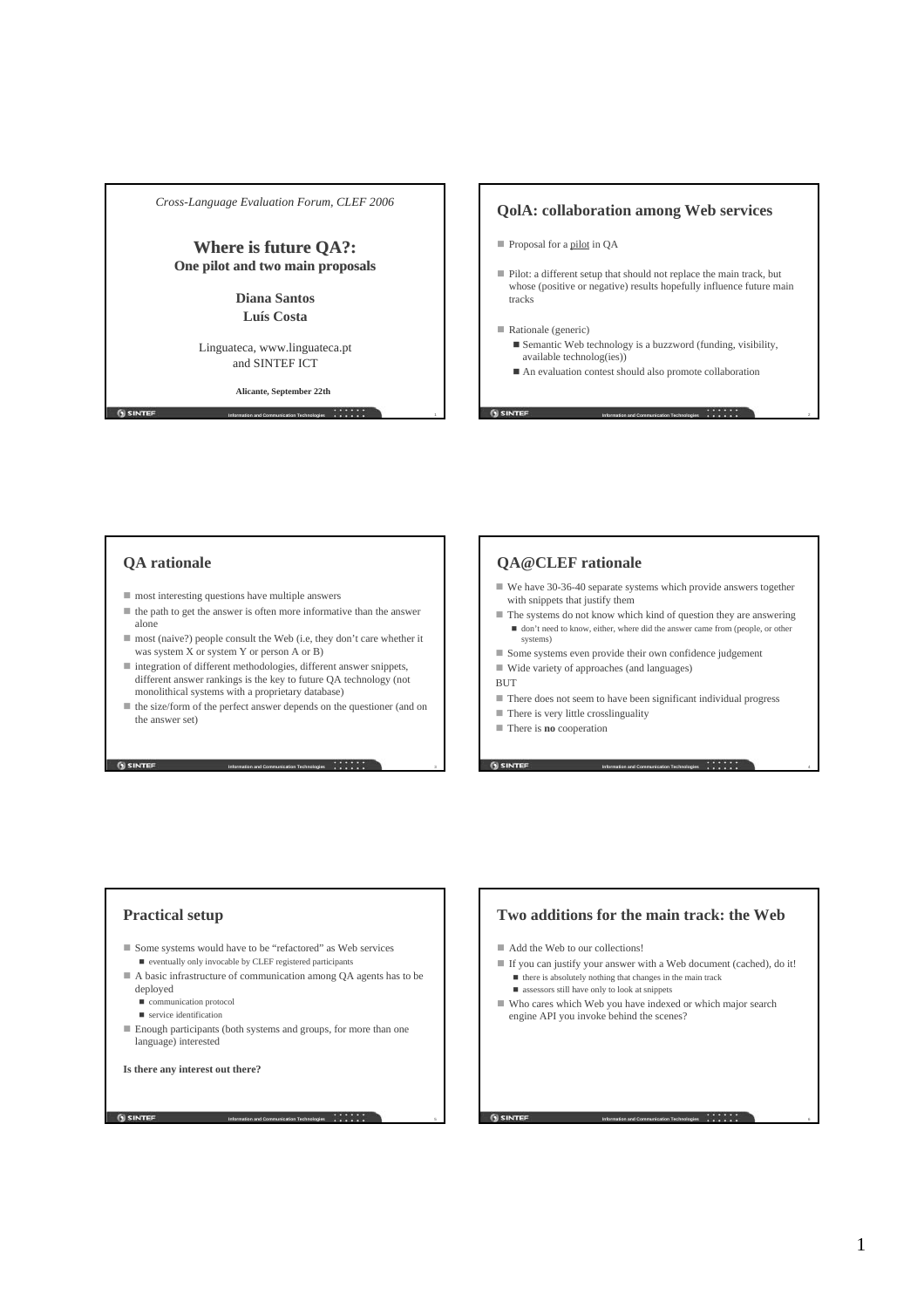*Cross-Language Evaluation Forum, CLEF 2006*

# Where is future QA?:

**One pilot and two main proposals**

**Diana Santos**
**Luís Costa**

Linguateca, www.linguateca.pt
and SINTEF ICT

**Alicante, September 22th**

## QolA: collaboration among Web services

- Proposal for a pilot in QA
- Pilot: a different setup that should not replace the main track, but whose (positive or negative) results hopefully influence future main tracks
- Rationale (generic)
  - Semantic Web technology is a buzzword (funding, visibility, available technolog(ies))
  - An evaluation contest should also promote collaboration

## QA rationale

- most interesting questions have multiple answers
- the path to get the answer is often more informative than the answer alone
- most (naive?) people consult the Web (i.e, they don't care whether it was system X or system Y or person A or B)
- integration of different methodologies, different answer snippets, different answer rankings is the key to future QA technology (not monolithical systems with a proprietary database)
- the size/form of the perfect answer depends on the questioner (and on the answer set)

## QA@CLEF rationale

- We have 30-36-40 separate systems which provide answers together with snippets that justify them
- The systems do not know which kind of question they are answering
  - don't need to know, either, where did the answer came from (people, or other systems)
- Some systems even provide their own confidence judgement
- Wide variety of approaches (and languages)

BUT

- There does not seem to have been significant individual progress
- There is very little crosslinguality
- There is **no** cooperation

## Practical setup

- Some systems would have to be "refactored" as Web services
  - eventually only invocable by CLEF registered participants
- A basic infrastructure of communication among QA agents has to be deployed
  - communication protocol
  - service identification
- Enough participants (both systems and groups, for more than one language) interested

**Is there any interest out there?**

## Two additions for the main track: the Web

- Add the Web to our collections!
- If you can justify your answer with a Web document (cached), do it!
  - there is absolutely nothing that changes in the main track
  - assessors still have only to look at snippets
- Who cares which Web you have indexed or which major search engine API you invoke behind the scenes?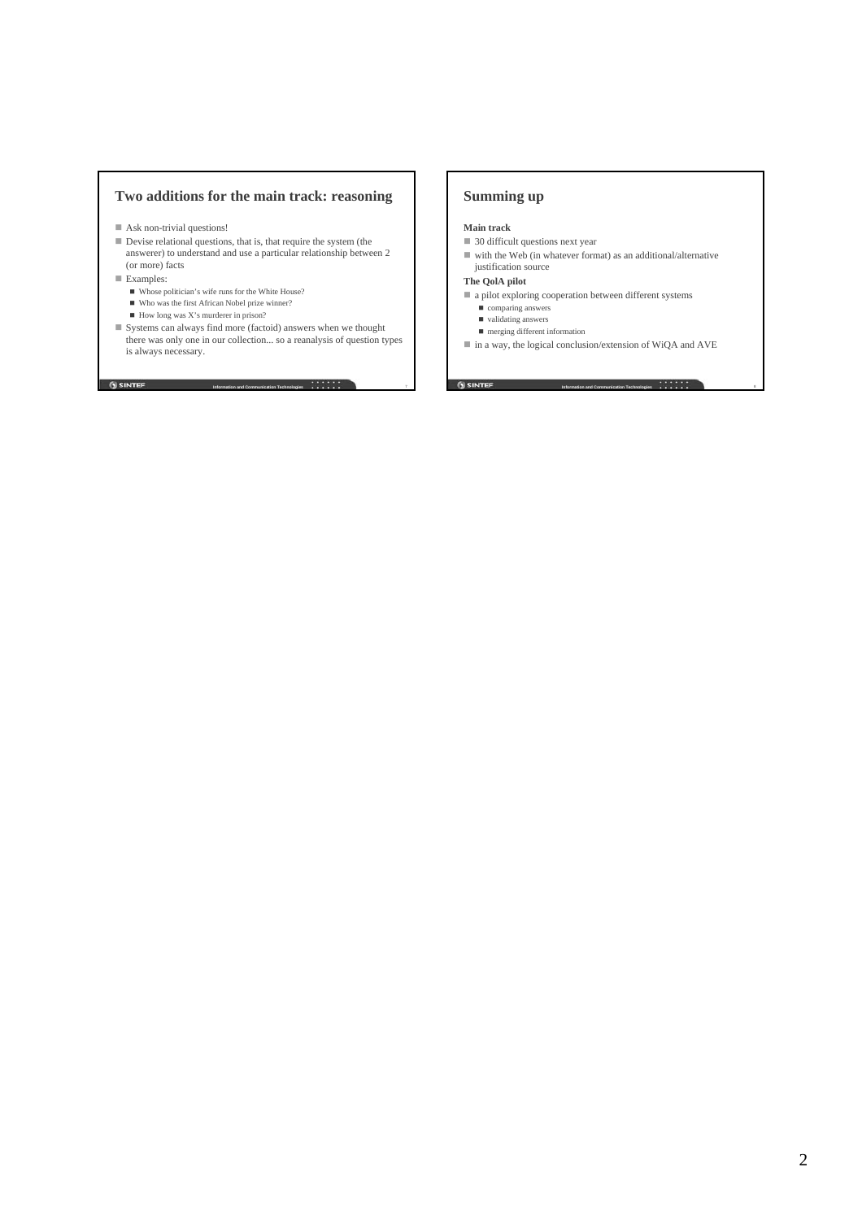## Two additions for the main track: reasoning

- Ask non-trivial questions!
- Devise relational questions, that is, that require the system (the answerer) to understand and use a particular relationship between 2 (or more) facts
- Examples:
  - Whose politician's wife runs for the White House?
  - Who was the first African Nobel prize winner?
  - How long was X's murderer in prison?
- Systems can always find more (factoid) answers when we thought there was only one in our collection... so a reanalysis of question types is always necessary.

## Summing up

**Main track**

- 30 difficult questions next year
- with the Web (in whatever format) as an additional/alternative justification source

**The QolA pilot**

- a pilot exploring cooperation between different systems
  - comparing answers
  - validating answers
  - merging different information
- in a way, the logical conclusion/extension of WiQA and AVE